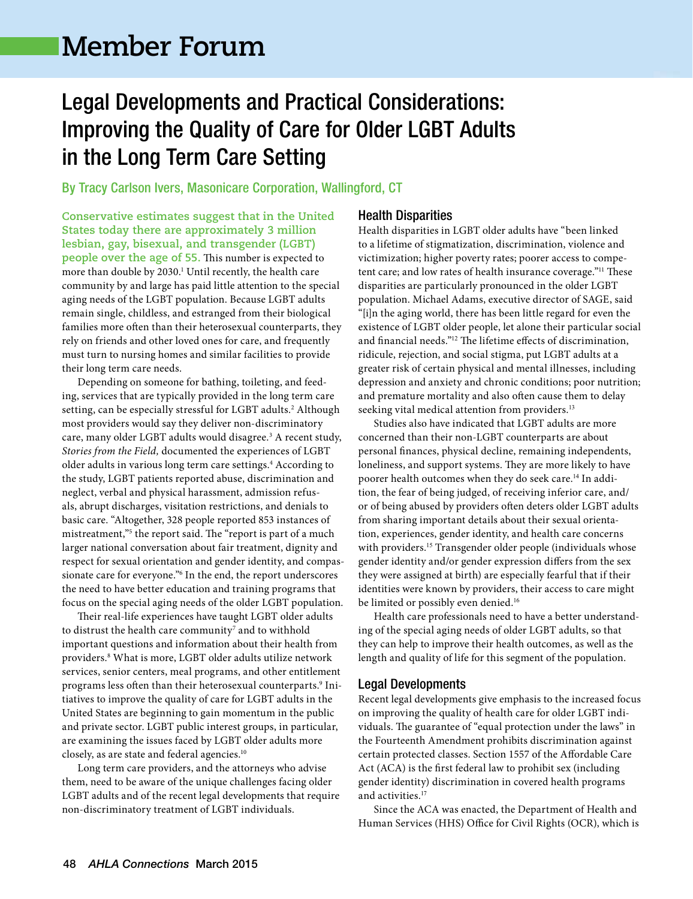# Member Forum

## Legal Developments and Practical Considerations: Improving the Quality of Care for Older LGBT Adults in the Long Term Care Setting

**By Tracy Carlson Ivers, Masonicare Corporation, Wallingford, CT**

**Conservative estimates suggest that in the United States today there are approximately 3 million lesbian, gay, bisexual, and transgender (LGBT) people over the age of 55.** This number is expected to more than double by 2030.[1] Until recently, the health care community by and large has paid little attention to the special aging needs of the LGBT population. Because LGBT adults remain single, childless, and estranged from their biological families more often than their heterosexual counterparts, they rely on friends and other loved ones for care, and frequently must turn to nursing homes and similar facilities to provide their long term care needs.

Depending on someone for bathing, toileting, and feeding, services that are typically provided in the long term care setting, can be especially stressful for LGBT adults.[2] Although most providers would say they deliver non-discriminatory care, many older LGBT adults would disagree.[3] A recent study, *Stories from the Field,* documented the experiences of LGBT older adults in various long term care settings.[4] According to the study, LGBT patients reported abuse, discrimination and neglect, verbal and physical harassment, admission refusals, abrupt discharges, visitation restrictions, and denials to basic care. "Altogether, 328 people reported 853 instances of mistreatment,"[5] the report said. The "report is part of a much larger national conversation about fair treatment, dignity and respect for sexual orientation and gender identity, and compassionate care for everyone."[6] In the end, the report underscores the need to have better education and training programs that focus on the special aging needs of the older LGBT population.

Their real-life experiences have taught LGBT older adults to distrust the health care community[7] and to withhold important questions and information about their health from providers.[8] What is more, LGBT older adults utilize network services, senior centers, meal programs, and other entitlement programs less often than their heterosexual counterparts.[9] Initiatives to improve the quality of care for LGBT adults in the United States are beginning to gain momentum in the public and private sector. LGBT public interest groups, in particular, are examining the issues faced by LGBT older adults more closely, as are state and federal agencies.[10]

Long term care providers, and the attorneys who advise them, need to be aware of the unique challenges facing older LGBT adults and of the recent legal developments that require non-discriminatory treatment of LGBT individuals.

### Health Disparities

Health disparities in LGBT older adults have "been linked to a lifetime of stigmatization, discrimination, violence and victimization; higher poverty rates; poorer access to competent care; and low rates of health insurance coverage."[11] These disparities are particularly pronounced in the older LGBT population. Michael Adams, executive director of SAGE, said "[i]n the aging world, there has been little regard for even the existence of LGBT older people, let alone their particular social and financial needs."[12] The lifetime effects of discrimination, ridicule, rejection, and social stigma, put LGBT adults at a greater risk of certain physical and mental illnesses, including depression and anxiety and chronic conditions; poor nutrition; and premature mortality and also often cause them to delay seeking vital medical attention from providers.[13]

Studies also have indicated that LGBT adults are more concerned than their non-LGBT counterparts are about personal finances, physical decline, remaining independents, loneliness, and support systems. They are more likely to have poorer health outcomes when they do seek care.[14] In addition, the fear of being judged, of receiving inferior care, and/or of being abused by providers often deters older LGBT adults from sharing important details about their sexual orientation, experiences, gender identity, and health care concerns with providers.[15] Transgender older people (individuals whose gender identity and/or gender expression differs from the sex they were assigned at birth) are especially fearful that if their identities were known by providers, their access to care might be limited or possibly even denied.[16]

Health care professionals need to have a better understanding of the special aging needs of older LGBT adults, so that they can help to improve their health outcomes, as well as the length and quality of life for this segment of the population.

### Legal Developments

Recent legal developments give emphasis to the increased focus on improving the quality of health care for older LGBT individuals. The guarantee of "equal protection under the laws" in the Fourteenth Amendment prohibits discrimination against certain protected classes. Section 1557 of the Affordable Care Act (ACA) is the first federal law to prohibit sex (including gender identity) discrimination in covered health programs and activities.[17]

Since the ACA was enacted, the Department of Health and Human Services (HHS) Office for Civil Rights (OCR), which is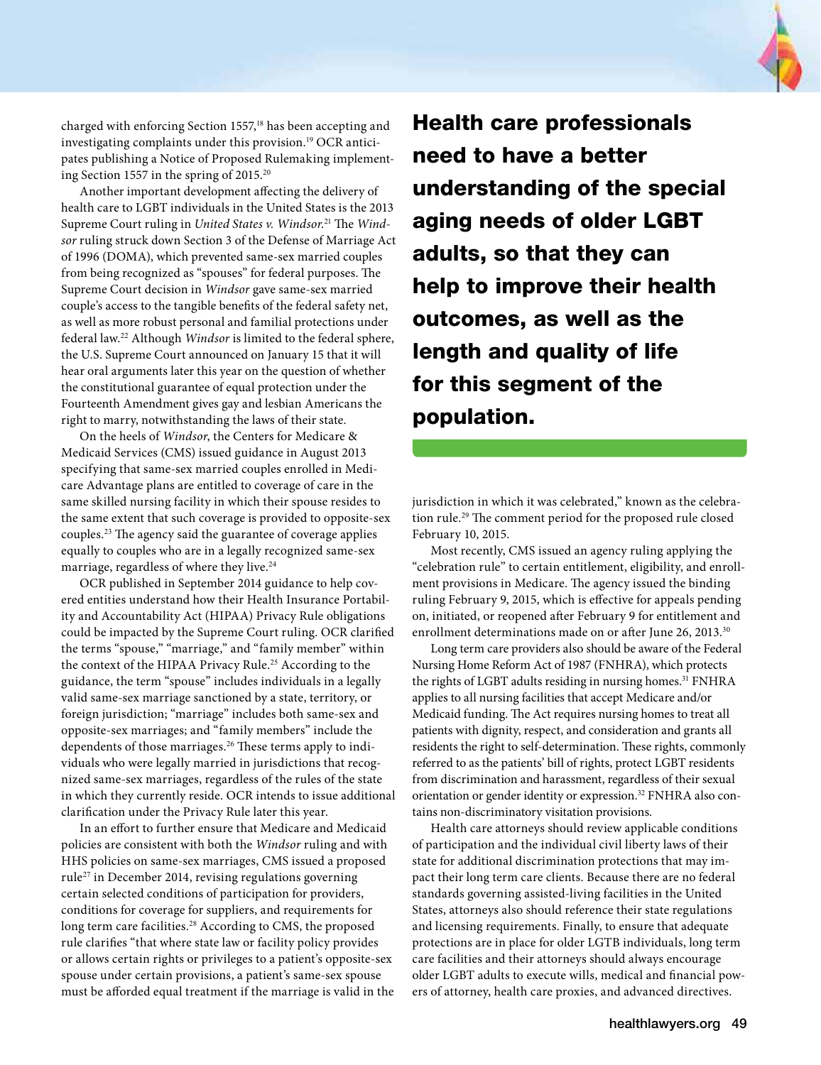charged with enforcing Section 1557,[18] has been accepting and investigating complaints under this provision.[19] OCR anticipates publishing a Notice of Proposed Rulemaking implementing Section 1557 in the spring of 2015.[20]

Another important development affecting the delivery of health care to LGBT individuals in the United States is the 2013 Supreme Court ruling in *United States v. Windsor*.[21] The *Windsor* ruling struck down Section 3 of the Defense of Marriage Act of 1996 (DOMA), which prevented same-sex married couples from being recognized as "spouses" for federal purposes. The Supreme Court decision in *Windsor* gave same-sex married couple's access to the tangible benefits of the federal safety net, as well as more robust personal and familial protections under federal law.[22] Although *Windsor* is limited to the federal sphere, the U.S. Supreme Court announced on January 15 that it will hear oral arguments later this year on the question of whether the constitutional guarantee of equal protection under the Fourteenth Amendment gives gay and lesbian Americans the right to marry, notwithstanding the laws of their state.

On the heels of *Windsor*, the Centers for Medicare & Medicaid Services (CMS) issued guidance in August 2013 specifying that same-sex married couples enrolled in Medicare Advantage plans are entitled to coverage of care in the same skilled nursing facility in which their spouse resides to the same extent that such coverage is provided to opposite-sex couples.[23] The agency said the guarantee of coverage applies equally to couples who are in a legally recognized same-sex marriage, regardless of where they live.[24]

OCR published in September 2014 guidance to help covered entities understand how their Health Insurance Portability and Accountability Act (HIPAA) Privacy Rule obligations could be impacted by the Supreme Court ruling. OCR clarified the terms "spouse," "marriage," and "family member" within the context of the HIPAA Privacy Rule.[25] According to the guidance, the term "spouse" includes individuals in a legally valid same-sex marriage sanctioned by a state, territory, or foreign jurisdiction; "marriage" includes both same-sex and opposite-sex marriages; and "family members" include the dependents of those marriages.[26] These terms apply to individuals who were legally married in jurisdictions that recognized same-sex marriages, regardless of the rules of the state in which they currently reside. OCR intends to issue additional clarification under the Privacy Rule later this year.

In an effort to further ensure that Medicare and Medicaid policies are consistent with both the *Windsor* ruling and with HHS policies on same-sex marriages, CMS issued a proposed rule[27] in December 2014, revising regulations governing certain selected conditions of participation for providers, conditions for coverage for suppliers, and requirements for long term care facilities.[28] According to CMS, the proposed rule clarifies "that where state law or facility policy provides or allows certain rights or privileges to a patient's opposite-sex spouse under certain provisions, a patient's same-sex spouse must be afforded equal treatment if the marriage is valid in the jurisdiction in which it was celebrated," known as the celebration rule.[29] The comment period for the proposed rule closed February 10, 2015.

**Health care professionals need to have a better understanding of the special aging needs of older LGBT adults, so that they can help to improve their health outcomes, as well as the length and quality of life for this segment of the population.**

Most recently, CMS issued an agency ruling applying the "celebration rule" to certain entitlement, eligibility, and enrollment provisions in Medicare. The agency issued the binding ruling February 9, 2015, which is effective for appeals pending on, initiated, or reopened after February 9 for entitlement and enrollment determinations made on or after June 26, 2013.[30]

Long term care providers also should be aware of the Federal Nursing Home Reform Act of 1987 (FNHRA), which protects the rights of LGBT adults residing in nursing homes.[31] FNHRA applies to all nursing facilities that accept Medicare and/or Medicaid funding. The Act requires nursing homes to treat all patients with dignity, respect, and consideration and grants all residents the right to self-determination. These rights, commonly referred to as the patients' bill of rights, protect LGBT residents from discrimination and harassment, regardless of their sexual orientation or gender identity or expression.[32] FNHRA also contains non-discriminatory visitation provisions.

Health care attorneys should review applicable conditions of participation and the individual civil liberty laws of their state for additional discrimination protections that may impact their long term care clients. Because there are no federal standards governing assisted-living facilities in the United States, attorneys also should reference their state regulations and licensing requirements. Finally, to ensure that adequate protections are in place for older LGTB individuals, long term care facilities and their attorneys should always encourage older LGBT adults to execute wills, medical and financial powers of attorney, health care proxies, and advanced directives.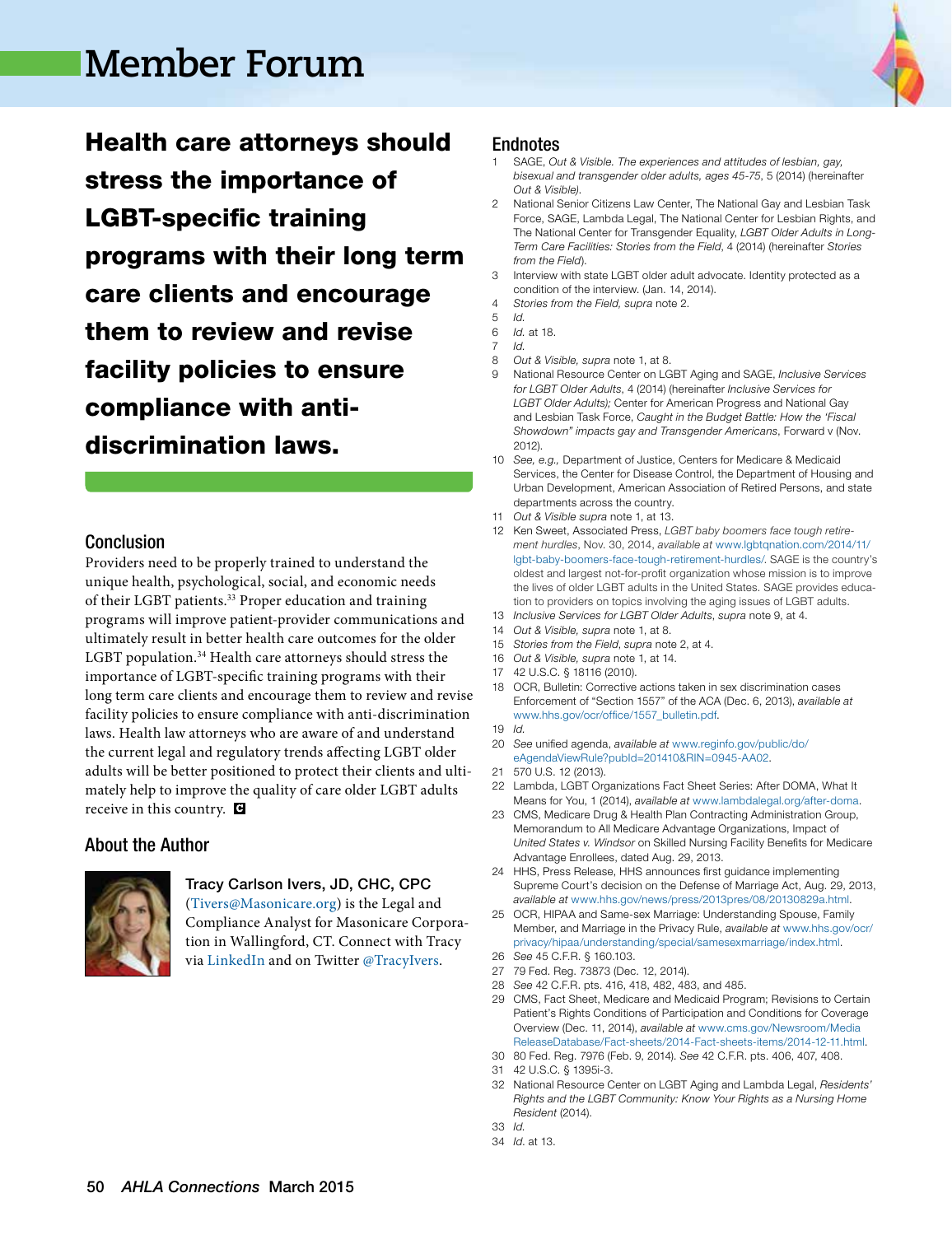# Member Forum

**Health care attorneys should stress the importance of LGBT-specific training programs with their long term care clients and encourage them to review and revise facility policies to ensure compliance with anti-discrimination laws.**

## Conclusion

Providers need to be properly trained to understand the unique health, psychological, social, and economic needs of their LGBT patients.[33] Proper education and training programs will improve patient-provider communications and ultimately result in better health care outcomes for the older LGBT population.[34] Health care attorneys should stress the importance of LGBT-specific training programs with their long term care clients and encourage them to review and revise facility policies to ensure compliance with anti-discrimination laws. Health law attorneys who are aware of and understand the current legal and regulatory trends affecting LGBT older adults will be better positioned to protect their clients and ultimately help to improve the quality of care older LGBT adults receive in this country.

## About the Author

**Tracy Carlson Ivers, JD, CHC, CPC** (Tivers@Masonicare.org) is the Legal and Compliance Analyst for Masonicare Corporation in Wallingford, CT. Connect with Tracy via LinkedIn and on Twitter @TracyIvers.

## Endnotes

1. SAGE, *Out & Visible. The experiences and attitudes of lesbian, gay, bisexual and transgender older adults, ages 45-75*, 5 (2014) (hereinafter *Out & Visible*).
2. National Senior Citizens Law Center, The National Gay and Lesbian Task Force, SAGE, Lambda Legal, The National Center for Lesbian Rights, and The National Center for Transgender Equality, *LGBT Older Adults in Long-Term Care Facilities: Stories from the Field*, 4 (2014) (hereinafter *Stories from the Field*).
3. Interview with state LGBT older adult advocate. Identity protected as a condition of the interview. (Jan. 14, 2014).
4. *Stories from the Field, supra* note 2.
5. *Id.*
6. *Id.* at 18.
7. *Id.*
8. *Out & Visible, supra* note 1, at 8.
9. National Resource Center on LGBT Aging and SAGE, *Inclusive Services for LGBT Older Adults*, 4 (2014) (hereinafter *Inclusive Services for LGBT Older Adults);* Center for American Progress and National Gay and Lesbian Task Force, *Caught in the Budget Battle: How the 'Fiscal Showdown" impacts gay and Transgender Americans*, Forward v (Nov. 2012).
10. *See, e.g.,* Department of Justice, Centers for Medicare & Medicaid Services, the Center for Disease Control, the Department of Housing and Urban Development, American Association of Retired Persons, and state departments across the country.
11. *Out & Visible supra* note 1, at 13.
12. Ken Sweet, Associated Press, *LGBT baby boomers face tough retirement hurdles*, Nov. 30, 2014, *available at* www.lgbtqnation.com/2014/11/lgbt-baby-boomers-face-tough-retirement-hurdles/. SAGE is the country's oldest and largest not-for-profit organization whose mission is to improve the lives of older LGBT adults in the United States. SAGE provides education to providers on topics involving the aging issues of LGBT adults.
13. *Inclusive Services for LGBT Older Adults, supra* note 9, at 4.
14. *Out & Visible, supra* note 1, at 8.
15. *Stories from the Field, supra* note 2, at 4.
16. *Out & Visible, supra* note 1, at 14.
17. 42 U.S.C. § 18116 (2010).
18. OCR, Bulletin: Corrective actions taken in sex discrimination cases Enforcement of "Section 1557" of the ACA (Dec. 6, 2013), *available at* www.hhs.gov/ocr/office/1557_bulletin.pdf.
19. *Id.*
20. *See* unified agenda, *available at* www.reginfo.gov/public/do/eAgendaViewRule?pubId=201410&RIN=0945-AA02.
21. 570 U.S. 12 (2013).
22. Lambda, LGBT Organizations Fact Sheet Series: After DOMA, What It Means for You, 1 (2014), *available at* www.lambdalegal.org/after-doma.
23. CMS, Medicare Drug & Health Plan Contracting Administration Group, Memorandum to All Medicare Advantage Organizations, Impact of *United States v. Windsor* on Skilled Nursing Facility Benefits for Medicare Advantage Enrollees, dated Aug. 29, 2013.
24. HHS, Press Release, HHS announces first guidance implementing Supreme Court's decision on the Defense of Marriage Act, Aug. 29, 2013, *available at* www.hhs.gov/news/press/2013pres/08/20130829a.html.
25. OCR, HIPAA and Same-sex Marriage: Understanding Spouse, Family Member, and Marriage in the Privacy Rule, *available at* www.hhs.gov/ocr/privacy/hipaa/understanding/special/samesexmarriage/index.html.
26. *See* 45 C.F.R. § 160.103.
27. 79 Fed. Reg. 73873 (Dec. 12, 2014).
28. *See* 42 C.F.R. pts. 416, 418, 482, 483, and 485.
29. CMS, Fact Sheet, Medicare and Medicaid Program; Revisions to Certain Patient's Rights Conditions of Participation and Conditions for Coverage Overview (Dec. 11, 2014), *available at* www.cms.gov/Newsroom/MediaReleaseDatabase/Fact-sheets/2014-Fact-sheets-items/2014-12-11.html.
30. 80 Fed. Reg. 7976 (Feb. 9, 2014). *See* 42 C.F.R. pts. 406, 407, 408.
31. 42 U.S.C. § 1395i-3.
32. National Resource Center on LGBT Aging and Lambda Legal, *Residents' Rights and the LGBT Community: Know Your Rights as a Nursing Home Resident* (2014).
33. *Id.*
34. *Id.* at 13.